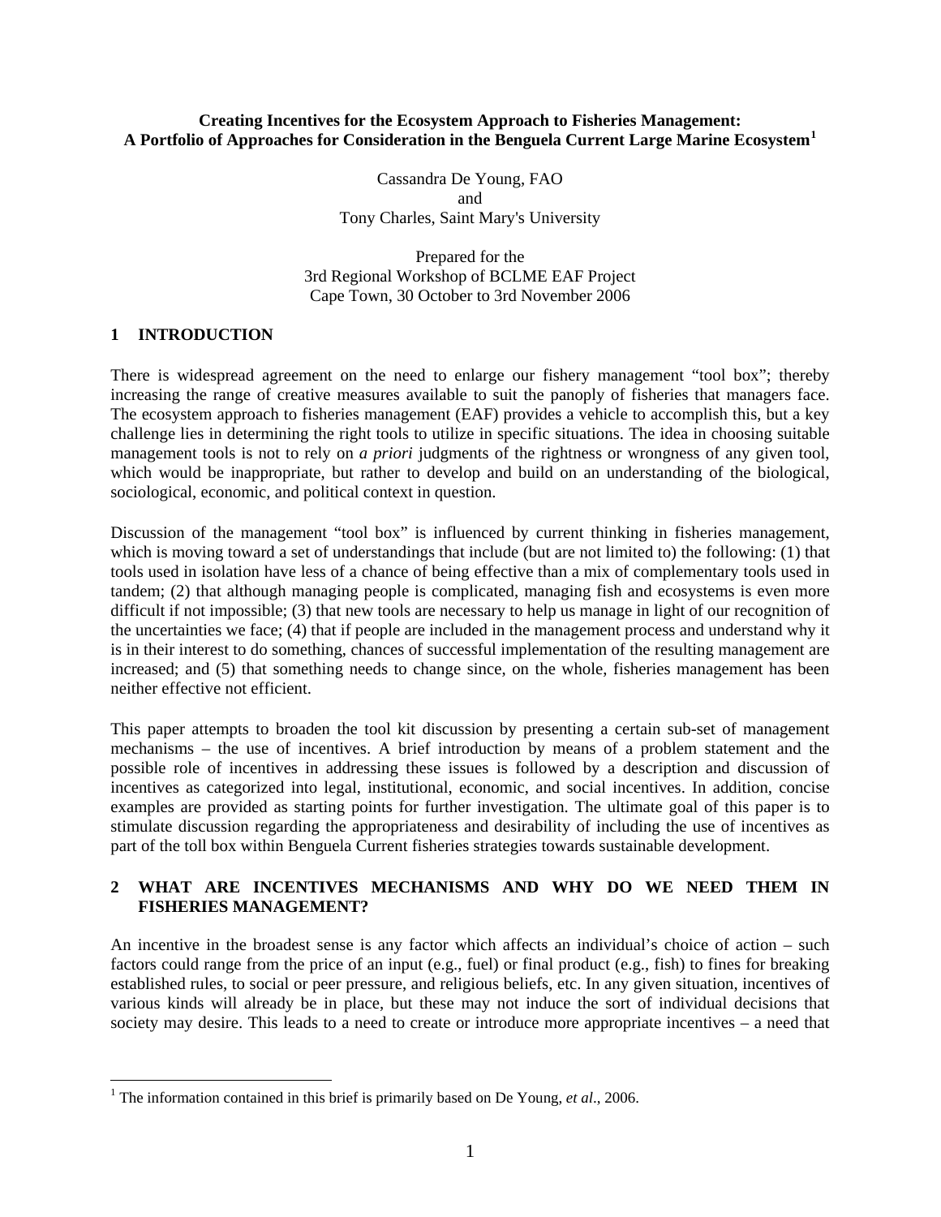**Creating Incentives for the Ecosystem Approach to Fisheries Management: A Portfolio of Approaches for Consideration in the Benguela Current Large Marine Ecosystem[1]**

Cassandra De Young, FAO
and
Tony Charles, Saint Mary's University

Prepared for the
3rd Regional Workshop of BCLME EAF Project
Cape Town, 30 October to 3rd November 2006

## 1 INTRODUCTION

There is widespread agreement on the need to enlarge our fishery management "tool box"; thereby increasing the range of creative measures available to suit the panoply of fisheries that managers face. The ecosystem approach to fisheries management (EAF) provides a vehicle to accomplish this, but a key challenge lies in determining the right tools to utilize in specific situations. The idea in choosing suitable management tools is not to rely on *a priori* judgments of the rightness or wrongness of any given tool, which would be inappropriate, but rather to develop and build on an understanding of the biological, sociological, economic, and political context in question.

Discussion of the management "tool box" is influenced by current thinking in fisheries management, which is moving toward a set of understandings that include (but are not limited to) the following: (1) that tools used in isolation have less of a chance of being effective than a mix of complementary tools used in tandem; (2) that although managing people is complicated, managing fish and ecosystems is even more difficult if not impossible; (3) that new tools are necessary to help us manage in light of our recognition of the uncertainties we face; (4) that if people are included in the management process and understand why it is in their interest to do something, chances of successful implementation of the resulting management are increased; and (5) that something needs to change since, on the whole, fisheries management has been neither effective not efficient.

This paper attempts to broaden the tool kit discussion by presenting a certain sub-set of management mechanisms – the use of incentives. A brief introduction by means of a problem statement and the possible role of incentives in addressing these issues is followed by a description and discussion of incentives as categorized into legal, institutional, economic, and social incentives. In addition, concise examples are provided as starting points for further investigation. The ultimate goal of this paper is to stimulate discussion regarding the appropriateness and desirability of including the use of incentives as part of the toll box within Benguela Current fisheries strategies towards sustainable development.

## 2 WHAT ARE INCENTIVES MECHANISMS AND WHY DO WE NEED THEM IN FISHERIES MANAGEMENT?

An incentive in the broadest sense is any factor which affects an individual's choice of action – such factors could range from the price of an input (e.g., fuel) or final product (e.g., fish) to fines for breaking established rules, to social or peer pressure, and religious beliefs, etc. In any given situation, incentives of various kinds will already be in place, but these may not induce the sort of individual decisions that society may desire. This leads to a need to create or introduce more appropriate incentives – a need that

[1] The information contained in this brief is primarily based on De Young, *et al*., 2006.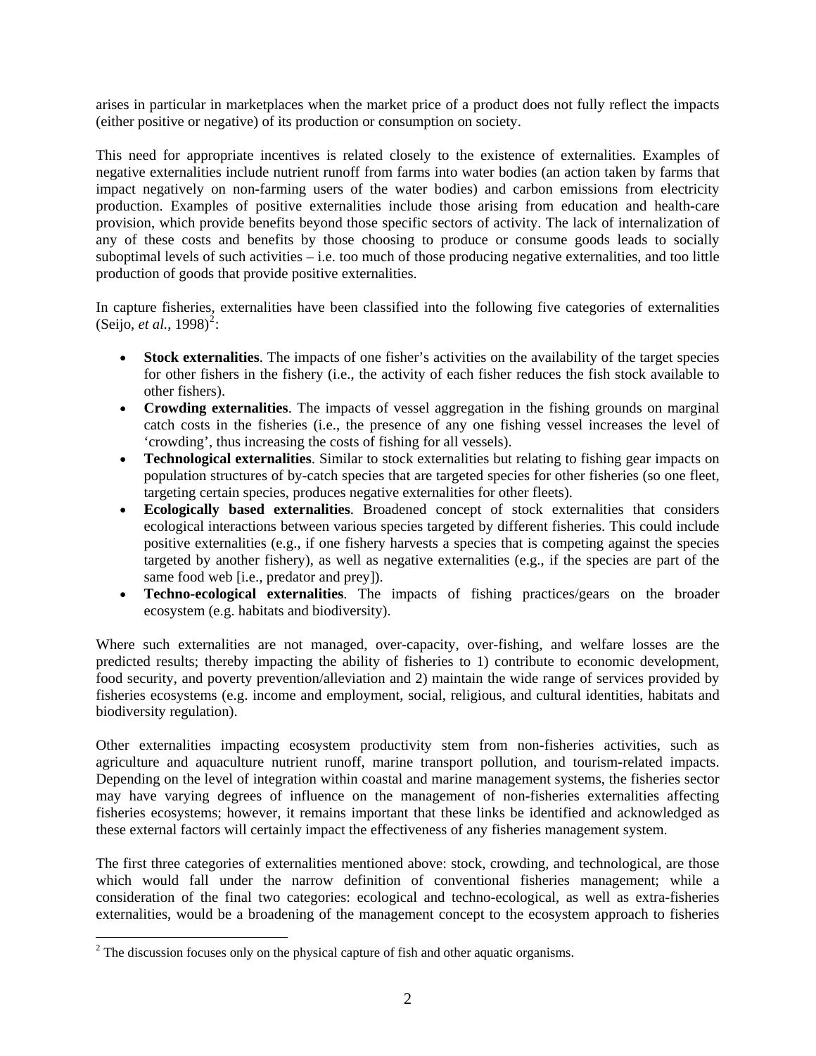arises in particular in marketplaces when the market price of a product does not fully reflect the impacts (either positive or negative) of its production or consumption on society.

This need for appropriate incentives is related closely to the existence of externalities. Examples of negative externalities include nutrient runoff from farms into water bodies (an action taken by farms that impact negatively on non-farming users of the water bodies) and carbon emissions from electricity production. Examples of positive externalities include those arising from education and health-care provision, which provide benefits beyond those specific sectors of activity. The lack of internalization of any of these costs and benefits by those choosing to produce or consume goods leads to socially suboptimal levels of such activities – i.e. too much of those producing negative externalities, and too little production of goods that provide positive externalities.

In capture fisheries, externalities have been classified into the following five categories of externalities (Seijo, *et al.*, 1998)[2]:

- **Stock externalities**. The impacts of one fisher's activities on the availability of the target species for other fishers in the fishery (i.e., the activity of each fisher reduces the fish stock available to other fishers).
- **Crowding externalities**. The impacts of vessel aggregation in the fishing grounds on marginal catch costs in the fisheries (i.e., the presence of any one fishing vessel increases the level of 'crowding', thus increasing the costs of fishing for all vessels).
- **Technological externalities**. Similar to stock externalities but relating to fishing gear impacts on population structures of by-catch species that are targeted species for other fisheries (so one fleet, targeting certain species, produces negative externalities for other fleets).
- **Ecologically based externalities**. Broadened concept of stock externalities that considers ecological interactions between various species targeted by different fisheries. This could include positive externalities (e.g., if one fishery harvests a species that is competing against the species targeted by another fishery), as well as negative externalities (e.g., if the species are part of the same food web [i.e., predator and prey]).
- **Techno-ecological externalities**. The impacts of fishing practices/gears on the broader ecosystem (e.g. habitats and biodiversity).

Where such externalities are not managed, over-capacity, over-fishing, and welfare losses are the predicted results; thereby impacting the ability of fisheries to 1) contribute to economic development, food security, and poverty prevention/alleviation and 2) maintain the wide range of services provided by fisheries ecosystems (e.g. income and employment, social, religious, and cultural identities, habitats and biodiversity regulation).

Other externalities impacting ecosystem productivity stem from non-fisheries activities, such as agriculture and aquaculture nutrient runoff, marine transport pollution, and tourism-related impacts. Depending on the level of integration within coastal and marine management systems, the fisheries sector may have varying degrees of influence on the management of non-fisheries externalities affecting fisheries ecosystems; however, it remains important that these links be identified and acknowledged as these external factors will certainly impact the effectiveness of any fisheries management system.

The first three categories of externalities mentioned above: stock, crowding, and technological, are those which would fall under the narrow definition of conventional fisheries management; while a consideration of the final two categories: ecological and techno-ecological, as well as extra-fisheries externalities, would be a broadening of the management concept to the ecosystem approach to fisheries

[2] The discussion focuses only on the physical capture of fish and other aquatic organisms.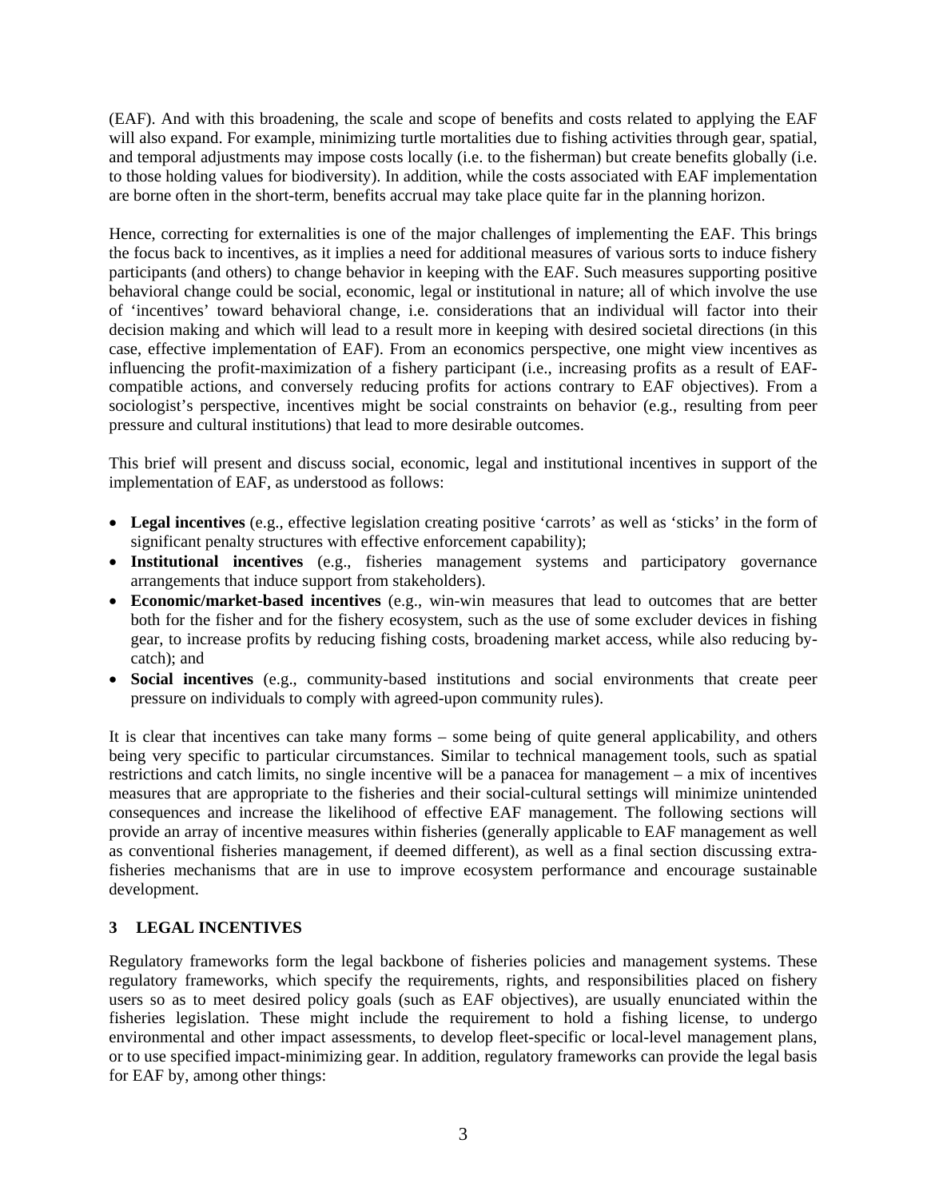(EAF). And with this broadening, the scale and scope of benefits and costs related to applying the EAF will also expand. For example, minimizing turtle mortalities due to fishing activities through gear, spatial, and temporal adjustments may impose costs locally (i.e. to the fisherman) but create benefits globally (i.e. to those holding values for biodiversity). In addition, while the costs associated with EAF implementation are borne often in the short-term, benefits accrual may take place quite far in the planning horizon.

Hence, correcting for externalities is one of the major challenges of implementing the EAF. This brings the focus back to incentives, as it implies a need for additional measures of various sorts to induce fishery participants (and others) to change behavior in keeping with the EAF. Such measures supporting positive behavioral change could be social, economic, legal or institutional in nature; all of which involve the use of 'incentives' toward behavioral change, i.e. considerations that an individual will factor into their decision making and which will lead to a result more in keeping with desired societal directions (in this case, effective implementation of EAF). From an economics perspective, one might view incentives as influencing the profit-maximization of a fishery participant (i.e., increasing profits as a result of EAF-compatible actions, and conversely reducing profits for actions contrary to EAF objectives). From a sociologist's perspective, incentives might be social constraints on behavior (e.g., resulting from peer pressure and cultural institutions) that lead to more desirable outcomes.

This brief will present and discuss social, economic, legal and institutional incentives in support of the implementation of EAF, as understood as follows:

- **Legal incentives** (e.g., effective legislation creating positive 'carrots' as well as 'sticks' in the form of significant penalty structures with effective enforcement capability);
- **Institutional incentives** (e.g., fisheries management systems and participatory governance arrangements that induce support from stakeholders).
- **Economic/market-based incentives** (e.g., win-win measures that lead to outcomes that are better both for the fisher and for the fishery ecosystem, such as the use of some excluder devices in fishing gear, to increase profits by reducing fishing costs, broadening market access, while also reducing by-catch); and
- **Social incentives** (e.g., community-based institutions and social environments that create peer pressure on individuals to comply with agreed-upon community rules).

It is clear that incentives can take many forms – some being of quite general applicability, and others being very specific to particular circumstances. Similar to technical management tools, such as spatial restrictions and catch limits, no single incentive will be a panacea for management – a mix of incentives measures that are appropriate to the fisheries and their social-cultural settings will minimize unintended consequences and increase the likelihood of effective EAF management. The following sections will provide an array of incentive measures within fisheries (generally applicable to EAF management as well as conventional fisheries management, if deemed different), as well as a final section discussing extra-fisheries mechanisms that are in use to improve ecosystem performance and encourage sustainable development.

## 3 LEGAL INCENTIVES

Regulatory frameworks form the legal backbone of fisheries policies and management systems. These regulatory frameworks, which specify the requirements, rights, and responsibilities placed on fishery users so as to meet desired policy goals (such as EAF objectives), are usually enunciated within the fisheries legislation. These might include the requirement to hold a fishing license, to undergo environmental and other impact assessments, to develop fleet-specific or local-level management plans, or to use specified impact-minimizing gear. In addition, regulatory frameworks can provide the legal basis for EAF by, among other things: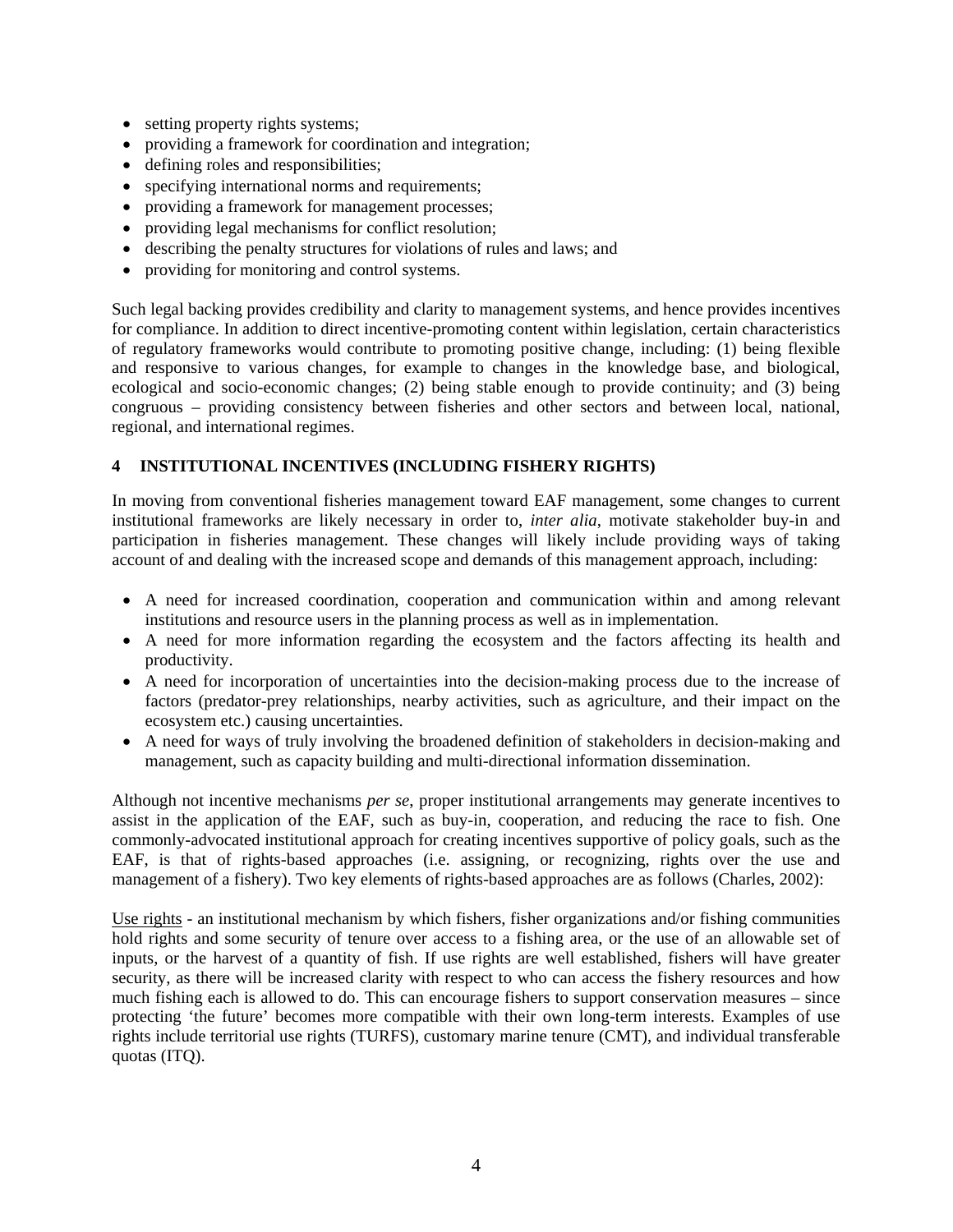- setting property rights systems;
- providing a framework for coordination and integration;
- defining roles and responsibilities;
- specifying international norms and requirements;
- providing a framework for management processes;
- providing legal mechanisms for conflict resolution;
- describing the penalty structures for violations of rules and laws; and
- providing for monitoring and control systems.

Such legal backing provides credibility and clarity to management systems, and hence provides incentives for compliance. In addition to direct incentive-promoting content within legislation, certain characteristics of regulatory frameworks would contribute to promoting positive change, including: (1) being flexible and responsive to various changes, for example to changes in the knowledge base, and biological, ecological and socio-economic changes; (2) being stable enough to provide continuity; and (3) being congruous – providing consistency between fisheries and other sectors and between local, national, regional, and international regimes.

## 4 INSTITUTIONAL INCENTIVES (INCLUDING FISHERY RIGHTS)

In moving from conventional fisheries management toward EAF management, some changes to current institutional frameworks are likely necessary in order to, *inter alia*, motivate stakeholder buy-in and participation in fisheries management. These changes will likely include providing ways of taking account of and dealing with the increased scope and demands of this management approach, including:

- A need for increased coordination, cooperation and communication within and among relevant institutions and resource users in the planning process as well as in implementation.
- A need for more information regarding the ecosystem and the factors affecting its health and productivity.
- A need for incorporation of uncertainties into the decision-making process due to the increase of factors (predator-prey relationships, nearby activities, such as agriculture, and their impact on the ecosystem etc.) causing uncertainties.
- A need for ways of truly involving the broadened definition of stakeholders in decision-making and management, such as capacity building and multi-directional information dissemination.

Although not incentive mechanisms *per se*, proper institutional arrangements may generate incentives to assist in the application of the EAF, such as buy-in, cooperation, and reducing the race to fish. One commonly-advocated institutional approach for creating incentives supportive of policy goals, such as the EAF, is that of rights-based approaches (i.e. assigning, or recognizing, rights over the use and management of a fishery). Two key elements of rights-based approaches are as follows (Charles, 2002):

<u>Use rights</u> - an institutional mechanism by which fishers, fisher organizations and/or fishing communities hold rights and some security of tenure over access to a fishing area, or the use of an allowable set of inputs, or the harvest of a quantity of fish. If use rights are well established, fishers will have greater security, as there will be increased clarity with respect to who can access the fishery resources and how much fishing each is allowed to do. This can encourage fishers to support conservation measures – since protecting 'the future' becomes more compatible with their own long-term interests. Examples of use rights include territorial use rights (TURFS), customary marine tenure (CMT), and individual transferable quotas (ITQ).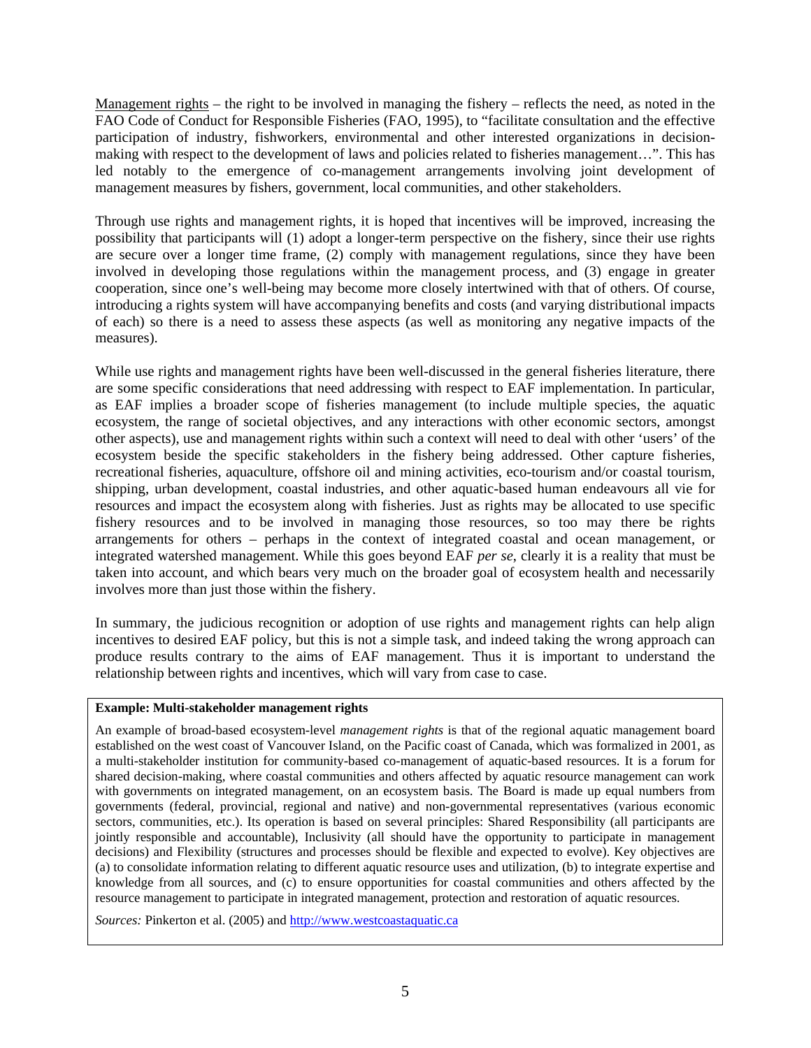Management rights – the right to be involved in managing the fishery – reflects the need, as noted in the FAO Code of Conduct for Responsible Fisheries (FAO, 1995), to "facilitate consultation and the effective participation of industry, fishworkers, environmental and other interested organizations in decision-making with respect to the development of laws and policies related to fisheries management…". This has led notably to the emergence of co-management arrangements involving joint development of management measures by fishers, government, local communities, and other stakeholders.

Through use rights and management rights, it is hoped that incentives will be improved, increasing the possibility that participants will (1) adopt a longer-term perspective on the fishery, since their use rights are secure over a longer time frame, (2) comply with management regulations, since they have been involved in developing those regulations within the management process, and (3) engage in greater cooperation, since one's well-being may become more closely intertwined with that of others. Of course, introducing a rights system will have accompanying benefits and costs (and varying distributional impacts of each) so there is a need to assess these aspects (as well as monitoring any negative impacts of the measures).

While use rights and management rights have been well-discussed in the general fisheries literature, there are some specific considerations that need addressing with respect to EAF implementation. In particular, as EAF implies a broader scope of fisheries management (to include multiple species, the aquatic ecosystem, the range of societal objectives, and any interactions with other economic sectors, amongst other aspects), use and management rights within such a context will need to deal with other 'users' of the ecosystem beside the specific stakeholders in the fishery being addressed. Other capture fisheries, recreational fisheries, aquaculture, offshore oil and mining activities, eco-tourism and/or coastal tourism, shipping, urban development, coastal industries, and other aquatic-based human endeavours all vie for resources and impact the ecosystem along with fisheries. Just as rights may be allocated to use specific fishery resources and to be involved in managing those resources, so too may there be rights arrangements for others – perhaps in the context of integrated coastal and ocean management, or integrated watershed management. While this goes beyond EAF *per se*, clearly it is a reality that must be taken into account, and which bears very much on the broader goal of ecosystem health and necessarily involves more than just those within the fishery.

In summary, the judicious recognition or adoption of use rights and management rights can help align incentives to desired EAF policy, but this is not a simple task, and indeed taking the wrong approach can produce results contrary to the aims of EAF management. Thus it is important to understand the relationship between rights and incentives, which will vary from case to case.

**Example: Multi-stakeholder management rights**

An example of broad-based ecosystem-level *management rights* is that of the regional aquatic management board established on the west coast of Vancouver Island, on the Pacific coast of Canada, which was formalized in 2001, as a multi-stakeholder institution for community-based co-management of aquatic-based resources. It is a forum for shared decision-making, where coastal communities and others affected by aquatic resource management can work with governments on integrated management, on an ecosystem basis. The Board is made up equal numbers from governments (federal, provincial, regional and native) and non-governmental representatives (various economic sectors, communities, etc.). Its operation is based on several principles: Shared Responsibility (all participants are jointly responsible and accountable), Inclusivity (all should have the opportunity to participate in management decisions) and Flexibility (structures and processes should be flexible and expected to evolve). Key objectives are (a) to consolidate information relating to different aquatic resource uses and utilization, (b) to integrate expertise and knowledge from all sources, and (c) to ensure opportunities for coastal communities and others affected by the resource management to participate in integrated management, protection and restoration of aquatic resources.

*Sources:* Pinkerton et al. (2005) and http://www.westcoastaquatic.ca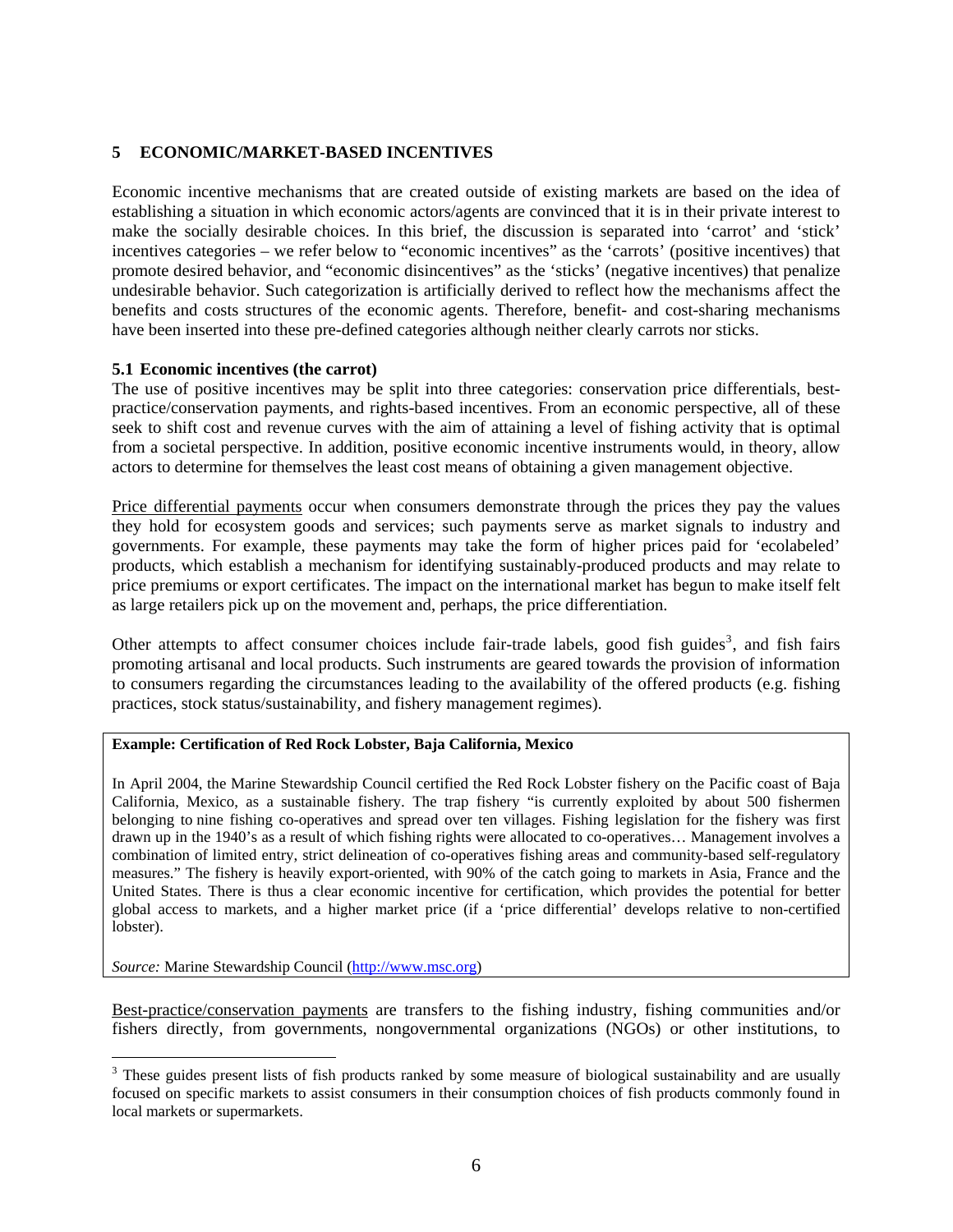## 5 ECONOMIC/MARKET-BASED INCENTIVES

Economic incentive mechanisms that are created outside of existing markets are based on the idea of establishing a situation in which economic actors/agents are convinced that it is in their private interest to make the socially desirable choices. In this brief, the discussion is separated into 'carrot' and 'stick' incentives categories – we refer below to "economic incentives" as the 'carrots' (positive incentives) that promote desired behavior, and "economic disincentives" as the 'sticks' (negative incentives) that penalize undesirable behavior. Such categorization is artificially derived to reflect how the mechanisms affect the benefits and costs structures of the economic agents. Therefore, benefit- and cost-sharing mechanisms have been inserted into these pre-defined categories although neither clearly carrots nor sticks.

### 5.1 Economic incentives (the carrot)

The use of positive incentives may be split into three categories: conservation price differentials, best-practice/conservation payments, and rights-based incentives. From an economic perspective, all of these seek to shift cost and revenue curves with the aim of attaining a level of fishing activity that is optimal from a societal perspective. In addition, positive economic incentive instruments would, in theory, allow actors to determine for themselves the least cost means of obtaining a given management objective.

Price differential payments occur when consumers demonstrate through the prices they pay the values they hold for ecosystem goods and services; such payments serve as market signals to industry and governments. For example, these payments may take the form of higher prices paid for 'ecolabeled' products, which establish a mechanism for identifying sustainably-produced products and may relate to price premiums or export certificates. The impact on the international market has begun to make itself felt as large retailers pick up on the movement and, perhaps, the price differentiation.

Other attempts to affect consumer choices include fair-trade labels, good fish guides[3], and fish fairs promoting artisanal and local products. Such instruments are geared towards the provision of information to consumers regarding the circumstances leading to the availability of the offered products (e.g. fishing practices, stock status/sustainability, and fishery management regimes).

> **Example: Certification of Red Rock Lobster, Baja California, Mexico**
>
> In April 2004, the Marine Stewardship Council certified the Red Rock Lobster fishery on the Pacific coast of Baja California, Mexico, as a sustainable fishery. The trap fishery "is currently exploited by about 500 fishermen belonging to nine fishing co-operatives and spread over ten villages. Fishing legislation for the fishery was first drawn up in the 1940's as a result of which fishing rights were allocated to co-operatives… Management involves a combination of limited entry, strict delineation of co-operatives fishing areas and community-based self-regulatory measures." The fishery is heavily export-oriented, with 90% of the catch going to markets in Asia, France and the United States. There is thus a clear economic incentive for certification, which provides the potential for better global access to markets, and a higher market price (if a 'price differential' develops relative to non-certified lobster).
>
> *Source:* Marine Stewardship Council (http://www.msc.org)

Best-practice/conservation payments are transfers to the fishing industry, fishing communities and/or fishers directly, from governments, nongovernmental organizations (NGOs) or other institutions, to

---

[3] These guides present lists of fish products ranked by some measure of biological sustainability and are usually focused on specific markets to assist consumers in their consumption choices of fish products commonly found in local markets or supermarkets.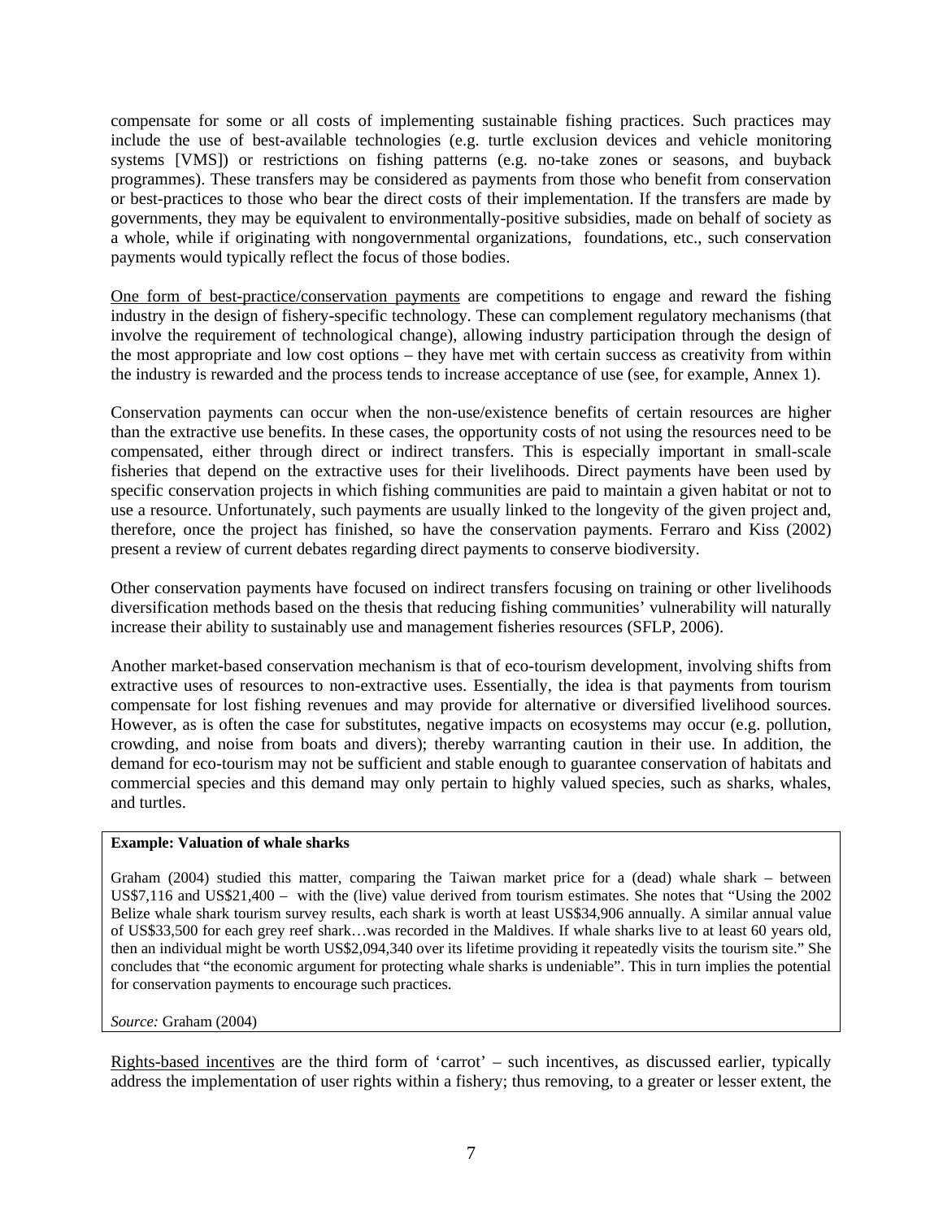compensate for some or all costs of implementing sustainable fishing practices. Such practices may include the use of best-available technologies (e.g. turtle exclusion devices and vehicle monitoring systems [VMS]) or restrictions on fishing patterns (e.g. no-take zones or seasons, and buyback programmes). These transfers may be considered as payments from those who benefit from conservation or best-practices to those who bear the direct costs of their implementation. If the transfers are made by governments, they may be equivalent to environmentally-positive subsidies, made on behalf of society as a whole, while if originating with nongovernmental organizations, foundations, etc., such conservation payments would typically reflect the focus of those bodies.

<u>One form of best-practice/conservation payments</u> are competitions to engage and reward the fishing industry in the design of fishery-specific technology. These can complement regulatory mechanisms (that involve the requirement of technological change), allowing industry participation through the design of the most appropriate and low cost options – they have met with certain success as creativity from within the industry is rewarded and the process tends to increase acceptance of use (see, for example, Annex 1).

Conservation payments can occur when the non-use/existence benefits of certain resources are higher than the extractive use benefits. In these cases, the opportunity costs of not using the resources need to be compensated, either through direct or indirect transfers. This is especially important in small-scale fisheries that depend on the extractive uses for their livelihoods. Direct payments have been used by specific conservation projects in which fishing communities are paid to maintain a given habitat or not to use a resource. Unfortunately, such payments are usually linked to the longevity of the given project and, therefore, once the project has finished, so have the conservation payments. Ferraro and Kiss (2002) present a review of current debates regarding direct payments to conserve biodiversity.

Other conservation payments have focused on indirect transfers focusing on training or other livelihoods diversification methods based on the thesis that reducing fishing communities' vulnerability will naturally increase their ability to sustainably use and management fisheries resources (SFLP, 2006).

Another market-based conservation mechanism is that of eco-tourism development, involving shifts from extractive uses of resources to non-extractive uses. Essentially, the idea is that payments from tourism compensate for lost fishing revenues and may provide for alternative or diversified livelihood sources. However, as is often the case for substitutes, negative impacts on ecosystems may occur (e.g. pollution, crowding, and noise from boats and divers); thereby warranting caution in their use. In addition, the demand for eco-tourism may not be sufficient and stable enough to guarantee conservation of habitats and commercial species and this demand may only pertain to highly valued species, such as sharks, whales, and turtles.

**Example: Valuation of whale sharks**

Graham (2004) studied this matter, comparing the Taiwan market price for a (dead) whale shark – between US$7,116 and US$21,400 – with the (live) value derived from tourism estimates. She notes that "Using the 2002 Belize whale shark tourism survey results, each shark is worth at least US$34,906 annually. A similar annual value of US$33,500 for each grey reef shark…was recorded in the Maldives. If whale sharks live to at least 60 years old, then an individual might be worth US$2,094,340 over its lifetime providing it repeatedly visits the tourism site." She concludes that "the economic argument for protecting whale sharks is undeniable". This in turn implies the potential for conservation payments to encourage such practices.

*Source:* Graham (2004)

<u>Rights-based incentives</u> are the third form of 'carrot' – such incentives, as discussed earlier, typically address the implementation of user rights within a fishery; thus removing, to a greater or lesser extent, the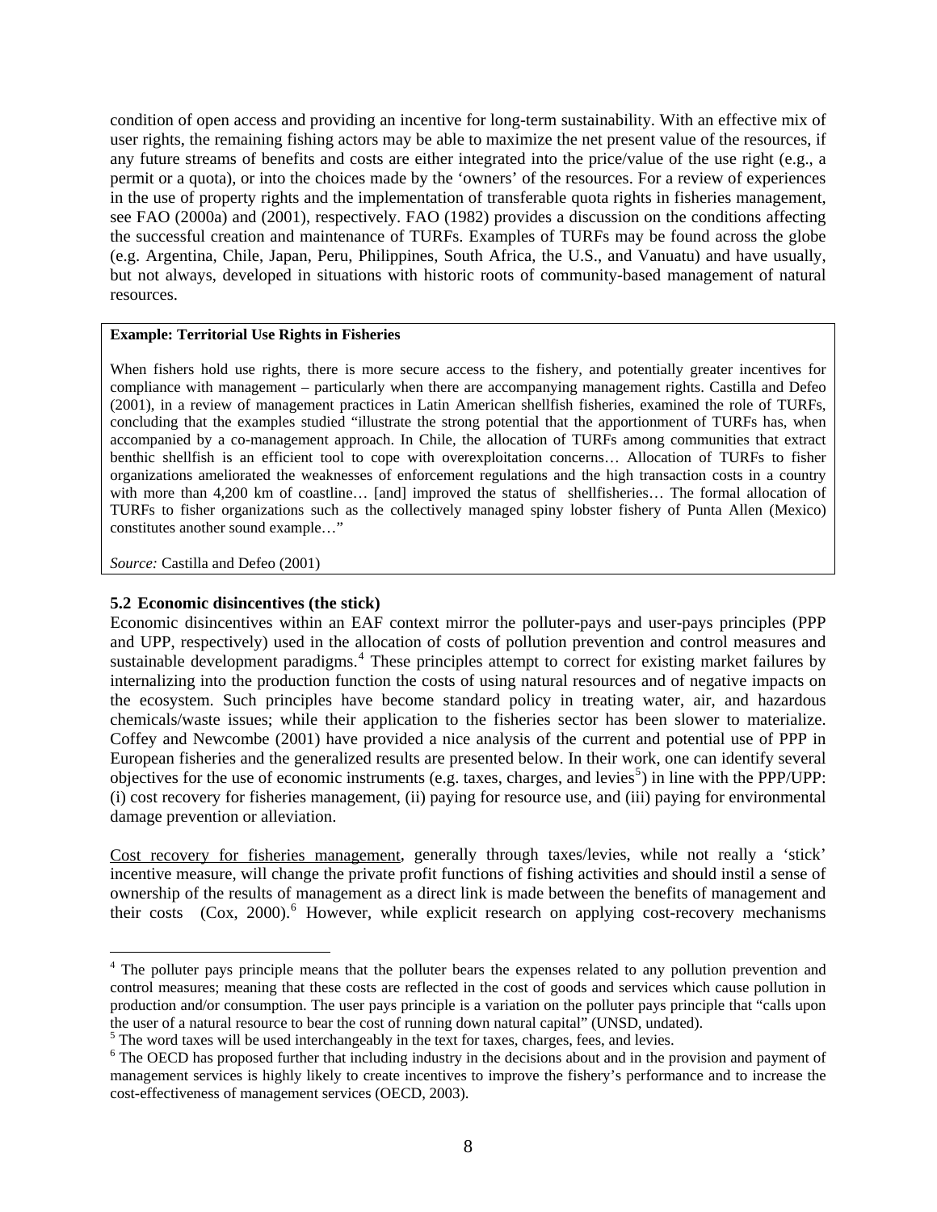condition of open access and providing an incentive for long-term sustainability. With an effective mix of user rights, the remaining fishing actors may be able to maximize the net present value of the resources, if any future streams of benefits and costs are either integrated into the price/value of the use right (e.g., a permit or a quota), or into the choices made by the 'owners' of the resources. For a review of experiences in the use of property rights and the implementation of transferable quota rights in fisheries management, see FAO (2000a) and (2001), respectively. FAO (1982) provides a discussion on the conditions affecting the successful creation and maintenance of TURFs. Examples of TURFs may be found across the globe (e.g. Argentina, Chile, Japan, Peru, Philippines, South Africa, the U.S., and Vanuatu) and have usually, but not always, developed in situations with historic roots of community-based management of natural resources.

> **Example: Territorial Use Rights in Fisheries**
>
> When fishers hold use rights, there is more secure access to the fishery, and potentially greater incentives for compliance with management – particularly when there are accompanying management rights. Castilla and Defeo (2001), in a review of management practices in Latin American shellfish fisheries, examined the role of TURFs, concluding that the examples studied "illustrate the strong potential that the apportionment of TURFs has, when accompanied by a co-management approach. In Chile, the allocation of TURFs among communities that extract benthic shellfish is an efficient tool to cope with overexploitation concerns… Allocation of TURFs to fisher organizations ameliorated the weaknesses of enforcement regulations and the high transaction costs in a country with more than 4,200 km of coastline… [and] improved the status of shellfisheries… The formal allocation of TURFs to fisher organizations such as the collectively managed spiny lobster fishery of Punta Allen (Mexico) constitutes another sound example…"
>
> *Source:* Castilla and Defeo (2001)

### 5.2 Economic disincentives (the stick)

Economic disincentives within an EAF context mirror the polluter-pays and user-pays principles (PPP and UPP, respectively) used in the allocation of costs of pollution prevention and control measures and sustainable development paradigms.[4] These principles attempt to correct for existing market failures by internalizing into the production function the costs of using natural resources and of negative impacts on the ecosystem. Such principles have become standard policy in treating water, air, and hazardous chemicals/waste issues; while their application to the fisheries sector has been slower to materialize. Coffey and Newcombe (2001) have provided a nice analysis of the current and potential use of PPP in European fisheries and the generalized results are presented below. In their work, one can identify several objectives for the use of economic instruments (e.g. taxes, charges, and levies[5]) in line with the PPP/UPP: (i) cost recovery for fisheries management, (ii) paying for resource use, and (iii) paying for environmental damage prevention or alleviation.

Cost recovery for fisheries management, generally through taxes/levies, while not really a 'stick' incentive measure, will change the private profit functions of fishing activities and should instil a sense of ownership of the results of management as a direct link is made between the benefits of management and their costs (Cox, 2000).[6] However, while explicit research on applying cost-recovery mechanisms

---

[4] The polluter pays principle means that the polluter bears the expenses related to any pollution prevention and control measures; meaning that these costs are reflected in the cost of goods and services which cause pollution in production and/or consumption. The user pays principle is a variation on the polluter pays principle that "calls upon the user of a natural resource to bear the cost of running down natural capital" (UNSD, undated).

[5] The word taxes will be used interchangeably in the text for taxes, charges, fees, and levies.

[6] The OECD has proposed further that including industry in the decisions about and in the provision and payment of management services is highly likely to create incentives to improve the fishery's performance and to increase the cost-effectiveness of management services (OECD, 2003).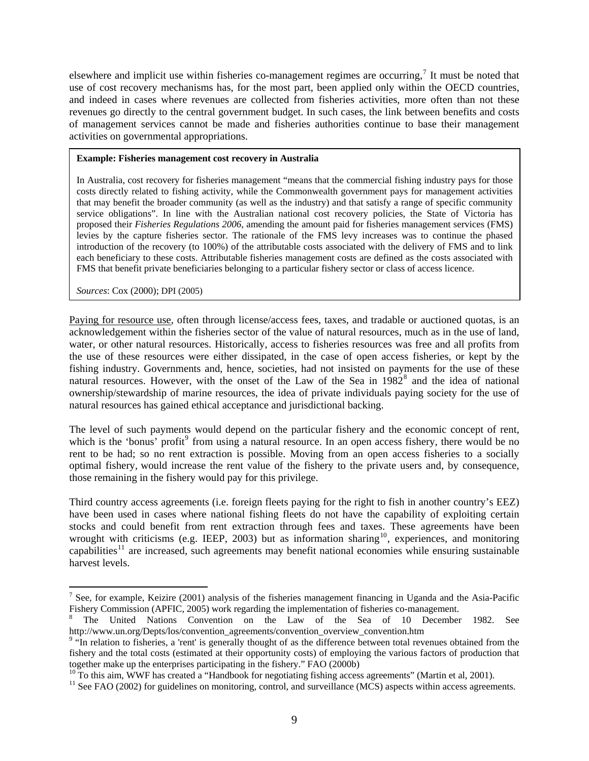elsewhere and implicit use within fisheries co-management regimes are occurring,[7] It must be noted that use of cost recovery mechanisms has, for the most part, been applied only within the OECD countries, and indeed in cases where revenues are collected from fisheries activities, more often than not these revenues go directly to the central government budget. In such cases, the link between benefits and costs of management services cannot be made and fisheries authorities continue to base their management activities on governmental appropriations.

> **Example: Fisheries management cost recovery in Australia**
>
> In Australia, cost recovery for fisheries management "means that the commercial fishing industry pays for those costs directly related to fishing activity, while the Commonwealth government pays for management activities that may benefit the broader community (as well as the industry) and that satisfy a range of specific community service obligations". In line with the Australian national cost recovery policies, the State of Victoria has proposed their *Fisheries Regulations 2006*, amending the amount paid for fisheries management services (FMS) levies by the capture fisheries sector. The rationale of the FMS levy increases was to continue the phased introduction of the recovery (to 100%) of the attributable costs associated with the delivery of FMS and to link each beneficiary to these costs. Attributable fisheries management costs are defined as the costs associated with FMS that benefit private beneficiaries belonging to a particular fishery sector or class of access licence.
>
> *Sources*: Cox (2000); DPI (2005)

<u>Paying for resource use</u>, often through license/access fees, taxes, and tradable or auctioned quotas, is an acknowledgement within the fisheries sector of the value of natural resources, much as in the use of land, water, or other natural resources. Historically, access to fisheries resources was free and all profits from the use of these resources were either dissipated, in the case of open access fisheries, or kept by the fishing industry. Governments and, hence, societies, had not insisted on payments for the use of these natural resources. However, with the onset of the Law of the Sea in 1982[8] and the idea of national ownership/stewardship of marine resources, the idea of private individuals paying society for the use of natural resources has gained ethical acceptance and jurisdictional backing.

The level of such payments would depend on the particular fishery and the economic concept of rent, which is the 'bonus' profit[9] from using a natural resource. In an open access fishery, there would be no rent to be had; so no rent extraction is possible. Moving from an open access fisheries to a socially optimal fishery, would increase the rent value of the fishery to the private users and, by consequence, those remaining in the fishery would pay for this privilege.

Third country access agreements (i.e. foreign fleets paying for the right to fish in another country's EEZ) have been used in cases where national fishing fleets do not have the capability of exploiting certain stocks and could benefit from rent extraction through fees and taxes. These agreements have been wrought with criticisms (e.g. IEEP, 2003) but as information sharing[10], experiences, and monitoring capabilities[11] are increased, such agreements may benefit national economies while ensuring sustainable harvest levels.

---

[7] See, for example, Keizire (2001) analysis of the fisheries management financing in Uganda and the Asia-Pacific Fishery Commission (APFIC, 2005) work regarding the implementation of fisheries co-management.

[8] The United Nations Convention on the Law of the Sea of 10 December 1982. See http://www.un.org/Depts/los/convention_agreements/convention_overview_convention.htm

[9] "In relation to fisheries, a 'rent' is generally thought of as the difference between total revenues obtained from the fishery and the total costs (estimated at their opportunity costs) of employing the various factors of production that together make up the enterprises participating in the fishery." FAO (2000b)

[10] To this aim, WWF has created a "Handbook for negotiating fishing access agreements" (Martin et al, 2001).

[11] See FAO (2002) for guidelines on monitoring, control, and surveillance (MCS) aspects within access agreements.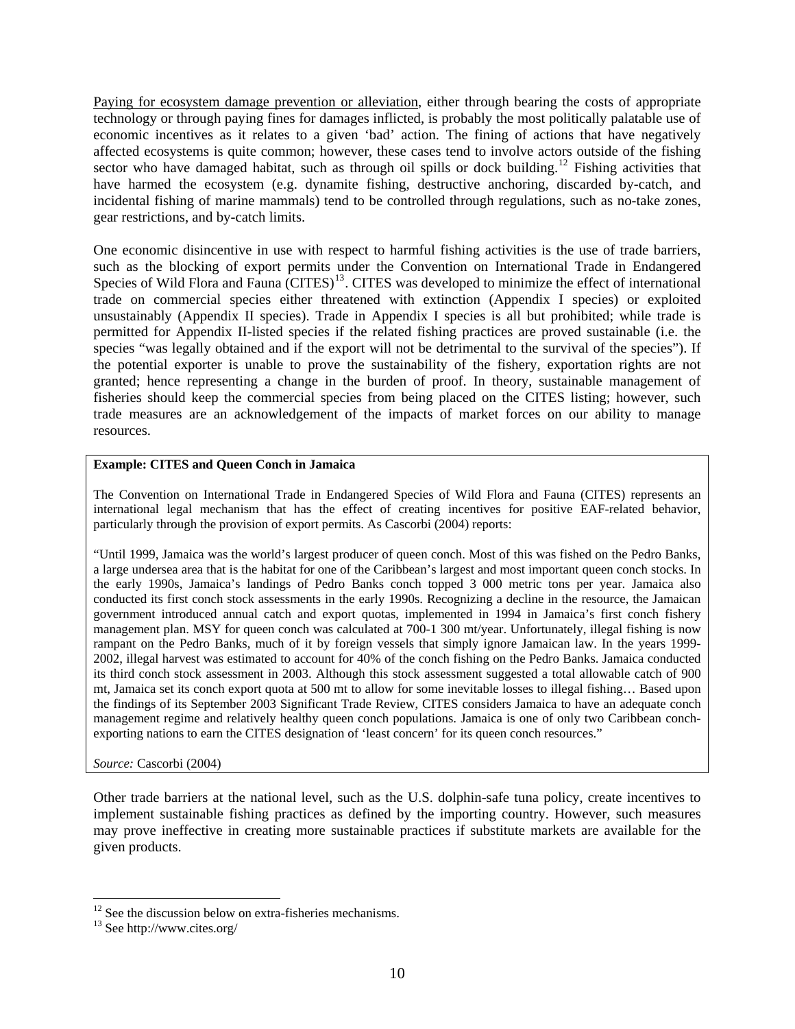<u>Paying for ecosystem damage prevention or alleviation</u>, either through bearing the costs of appropriate technology or through paying fines for damages inflicted, is probably the most politically palatable use of economic incentives as it relates to a given 'bad' action. The fining of actions that have negatively affected ecosystems is quite common; however, these cases tend to involve actors outside of the fishing sector who have damaged habitat, such as through oil spills or dock building.[12] Fishing activities that have harmed the ecosystem (e.g. dynamite fishing, destructive anchoring, discarded by-catch, and incidental fishing of marine mammals) tend to be controlled through regulations, such as no-take zones, gear restrictions, and by-catch limits.

One economic disincentive in use with respect to harmful fishing activities is the use of trade barriers, such as the blocking of export permits under the Convention on International Trade in Endangered Species of Wild Flora and Fauna (CITES)[13]. CITES was developed to minimize the effect of international trade on commercial species either threatened with extinction (Appendix I species) or exploited unsustainably (Appendix II species). Trade in Appendix I species is all but prohibited; while trade is permitted for Appendix II-listed species if the related fishing practices are proved sustainable (i.e. the species "was legally obtained and if the export will not be detrimental to the survival of the species"). If the potential exporter is unable to prove the sustainability of the fishery, exportation rights are not granted; hence representing a change in the burden of proof. In theory, sustainable management of fisheries should keep the commercial species from being placed on the CITES listing; however, such trade measures are an acknowledgement of the impacts of market forces on our ability to manage resources.

**Example: CITES and Queen Conch in Jamaica**

The Convention on International Trade in Endangered Species of Wild Flora and Fauna (CITES) represents an international legal mechanism that has the effect of creating incentives for positive EAF-related behavior, particularly through the provision of export permits. As Cascorbi (2004) reports:

"Until 1999, Jamaica was the world's largest producer of queen conch. Most of this was fished on the Pedro Banks, a large undersea area that is the habitat for one of the Caribbean's largest and most important queen conch stocks. In the early 1990s, Jamaica's landings of Pedro Banks conch topped 3 000 metric tons per year. Jamaica also conducted its first conch stock assessments in the early 1990s. Recognizing a decline in the resource, the Jamaican government introduced annual catch and export quotas, implemented in 1994 in Jamaica's first conch fishery management plan. MSY for queen conch was calculated at 700-1 300 mt/year. Unfortunately, illegal fishing is now rampant on the Pedro Banks, much of it by foreign vessels that simply ignore Jamaican law. In the years 1999-2002, illegal harvest was estimated to account for 40% of the conch fishing on the Pedro Banks. Jamaica conducted its third conch stock assessment in 2003. Although this stock assessment suggested a total allowable catch of 900 mt, Jamaica set its conch export quota at 500 mt to allow for some inevitable losses to illegal fishing… Based upon the findings of its September 2003 Significant Trade Review, CITES considers Jamaica to have an adequate conch management regime and relatively healthy queen conch populations. Jamaica is one of only two Caribbean conch-exporting nations to earn the CITES designation of 'least concern' for its queen conch resources."

*Source:* Cascorbi (2004)

Other trade barriers at the national level, such as the U.S. dolphin-safe tuna policy, create incentives to implement sustainable fishing practices as defined by the importing country. However, such measures may prove ineffective in creating more sustainable practices if substitute markets are available for the given products.

[12] See the discussion below on extra-fisheries mechanisms.

[13] See http://www.cites.org/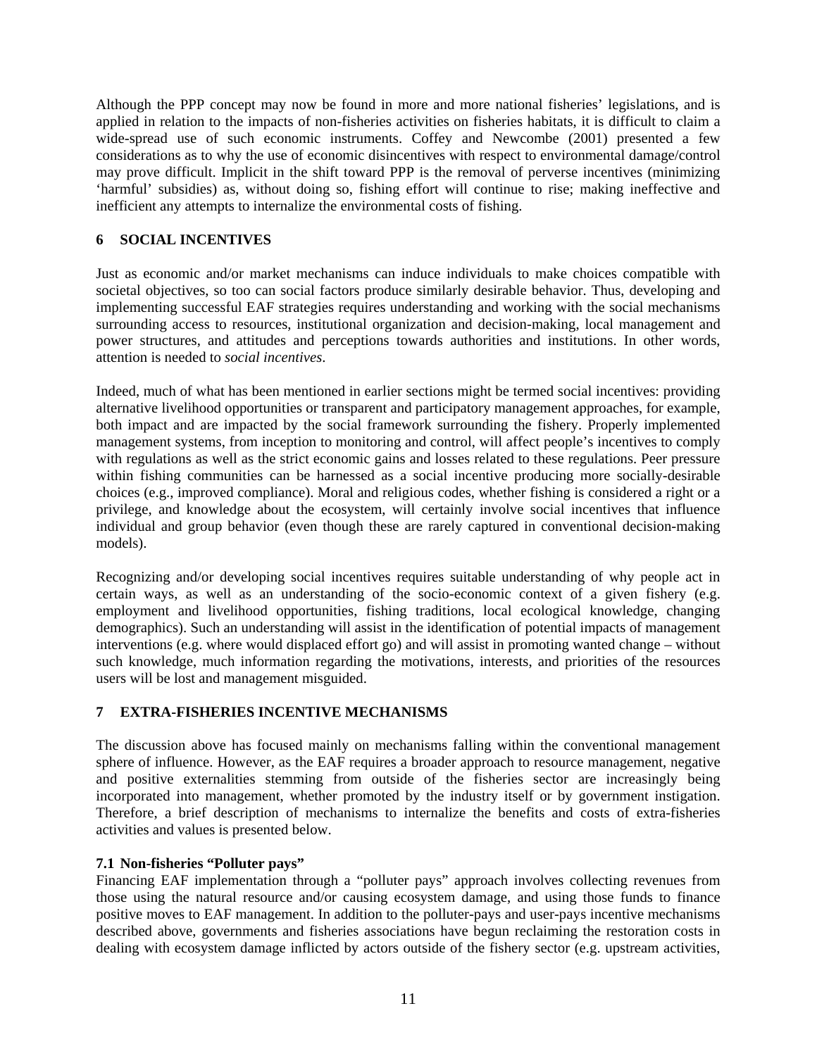Although the PPP concept may now be found in more and more national fisheries' legislations, and is applied in relation to the impacts of non-fisheries activities on fisheries habitats, it is difficult to claim a wide-spread use of such economic instruments. Coffey and Newcombe (2001) presented a few considerations as to why the use of economic disincentives with respect to environmental damage/control may prove difficult. Implicit in the shift toward PPP is the removal of perverse incentives (minimizing 'harmful' subsidies) as, without doing so, fishing effort will continue to rise; making ineffective and inefficient any attempts to internalize the environmental costs of fishing.

## 6 SOCIAL INCENTIVES

Just as economic and/or market mechanisms can induce individuals to make choices compatible with societal objectives, so too can social factors produce similarly desirable behavior. Thus, developing and implementing successful EAF strategies requires understanding and working with the social mechanisms surrounding access to resources, institutional organization and decision-making, local management and power structures, and attitudes and perceptions towards authorities and institutions. In other words, attention is needed to *social incentives*.

Indeed, much of what has been mentioned in earlier sections might be termed social incentives: providing alternative livelihood opportunities or transparent and participatory management approaches, for example, both impact and are impacted by the social framework surrounding the fishery. Properly implemented management systems, from inception to monitoring and control, will affect people's incentives to comply with regulations as well as the strict economic gains and losses related to these regulations. Peer pressure within fishing communities can be harnessed as a social incentive producing more socially-desirable choices (e.g., improved compliance). Moral and religious codes, whether fishing is considered a right or a privilege, and knowledge about the ecosystem, will certainly involve social incentives that influence individual and group behavior (even though these are rarely captured in conventional decision-making models).

Recognizing and/or developing social incentives requires suitable understanding of why people act in certain ways, as well as an understanding of the socio-economic context of a given fishery (e.g. employment and livelihood opportunities, fishing traditions, local ecological knowledge, changing demographics). Such an understanding will assist in the identification of potential impacts of management interventions (e.g. where would displaced effort go) and will assist in promoting wanted change – without such knowledge, much information regarding the motivations, interests, and priorities of the resources users will be lost and management misguided.

## 7 EXTRA-FISHERIES INCENTIVE MECHANISMS

The discussion above has focused mainly on mechanisms falling within the conventional management sphere of influence. However, as the EAF requires a broader approach to resource management, negative and positive externalities stemming from outside of the fisheries sector are increasingly being incorporated into management, whether promoted by the industry itself or by government instigation. Therefore, a brief description of mechanisms to internalize the benefits and costs of extra-fisheries activities and values is presented below.

### 7.1 Non-fisheries "Polluter pays"

Financing EAF implementation through a "polluter pays" approach involves collecting revenues from those using the natural resource and/or causing ecosystem damage, and using those funds to finance positive moves to EAF management. In addition to the polluter-pays and user-pays incentive mechanisms described above, governments and fisheries associations have begun reclaiming the restoration costs in dealing with ecosystem damage inflicted by actors outside of the fishery sector (e.g. upstream activities,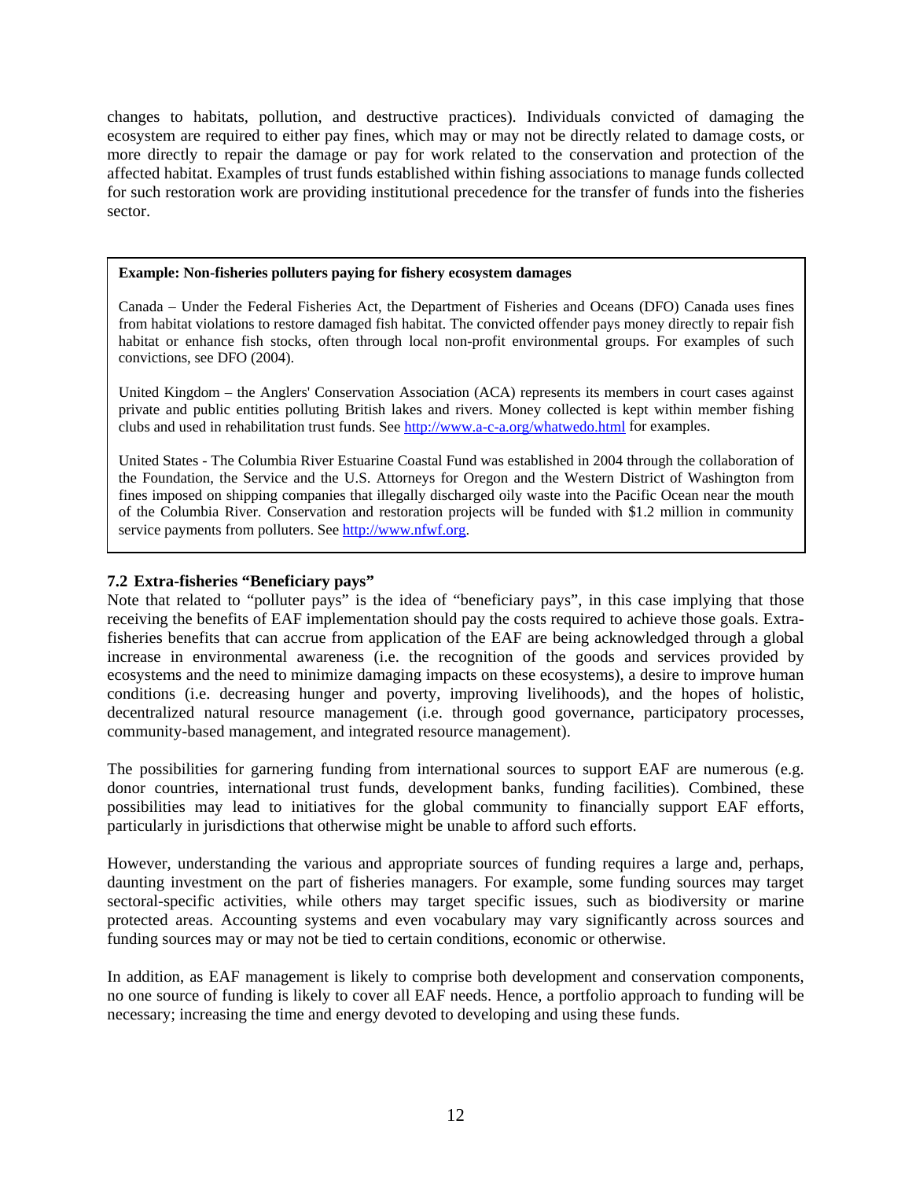changes to habitats, pollution, and destructive practices). Individuals convicted of damaging the ecosystem are required to either pay fines, which may or may not be directly related to damage costs, or more directly to repair the damage or pay for work related to the conservation and protection of the affected habitat. Examples of trust funds established within fishing associations to manage funds collected for such restoration work are providing institutional precedence for the transfer of funds into the fisheries sector.

> **Example: Non-fisheries polluters paying for fishery ecosystem damages**
>
> Canada – Under the Federal Fisheries Act, the Department of Fisheries and Oceans (DFO) Canada uses fines from habitat violations to restore damaged fish habitat. The convicted offender pays money directly to repair fish habitat or enhance fish stocks, often through local non-profit environmental groups. For examples of such convictions, see DFO (2004).
>
> United Kingdom – the Anglers' Conservation Association (ACA) represents its members in court cases against private and public entities polluting British lakes and rivers. Money collected is kept within member fishing clubs and used in rehabilitation trust funds. See http://www.a-c-a.org/whatwedo.html for examples.
>
> United States - The Columbia River Estuarine Coastal Fund was established in 2004 through the collaboration of the Foundation, the Service and the U.S. Attorneys for Oregon and the Western District of Washington from fines imposed on shipping companies that illegally discharged oily waste into the Pacific Ocean near the mouth of the Columbia River. Conservation and restoration projects will be funded with $1.2 million in community service payments from polluters. See http://www.nfwf.org.

## 7.2 Extra-fisheries "Beneficiary pays"

Note that related to "polluter pays" is the idea of "beneficiary pays", in this case implying that those receiving the benefits of EAF implementation should pay the costs required to achieve those goals. Extra-fisheries benefits that can accrue from application of the EAF are being acknowledged through a global increase in environmental awareness (i.e. the recognition of the goods and services provided by ecosystems and the need to minimize damaging impacts on these ecosystems), a desire to improve human conditions (i.e. decreasing hunger and poverty, improving livelihoods), and the hopes of holistic, decentralized natural resource management (i.e. through good governance, participatory processes, community-based management, and integrated resource management).

The possibilities for garnering funding from international sources to support EAF are numerous (e.g. donor countries, international trust funds, development banks, funding facilities). Combined, these possibilities may lead to initiatives for the global community to financially support EAF efforts, particularly in jurisdictions that otherwise might be unable to afford such efforts.

However, understanding the various and appropriate sources of funding requires a large and, perhaps, daunting investment on the part of fisheries managers. For example, some funding sources may target sectoral-specific activities, while others may target specific issues, such as biodiversity or marine protected areas. Accounting systems and even vocabulary may vary significantly across sources and funding sources may or may not be tied to certain conditions, economic or otherwise.

In addition, as EAF management is likely to comprise both development and conservation components, no one source of funding is likely to cover all EAF needs. Hence, a portfolio approach to funding will be necessary; increasing the time and energy devoted to developing and using these funds.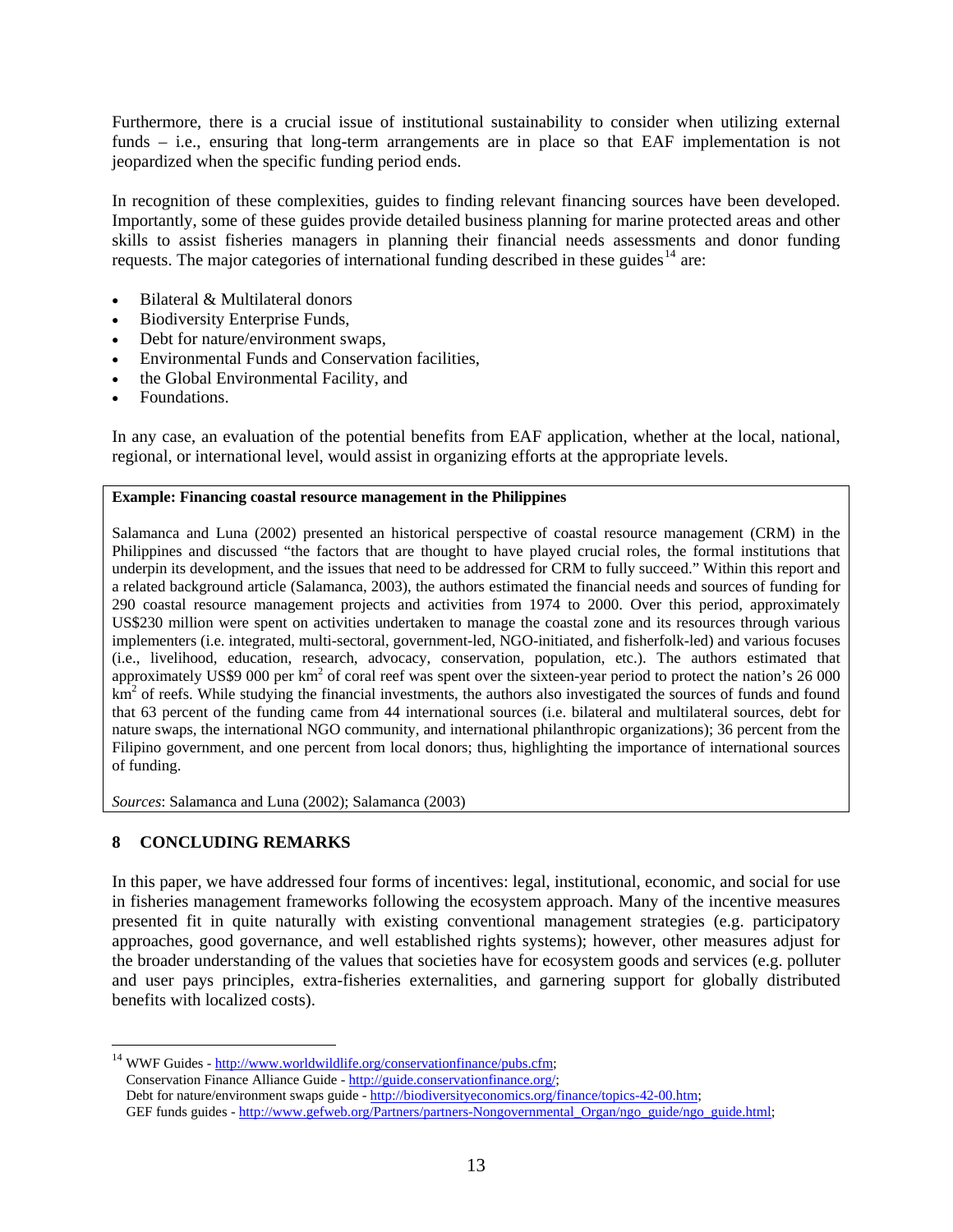Furthermore, there is a crucial issue of institutional sustainability to consider when utilizing external funds – i.e., ensuring that long-term arrangements are in place so that EAF implementation is not jeopardized when the specific funding period ends.

In recognition of these complexities, guides to finding relevant financing sources have been developed. Importantly, some of these guides provide detailed business planning for marine protected areas and other skills to assist fisheries managers in planning their financial needs assessments and donor funding requests. The major categories of international funding described in these guides[14] are:

- Bilateral & Multilateral donors
- Biodiversity Enterprise Funds,
- Debt for nature/environment swaps,
- Environmental Funds and Conservation facilities,
- the Global Environmental Facility, and
- Foundations.

In any case, an evaluation of the potential benefits from EAF application, whether at the local, national, regional, or international level, would assist in organizing efforts at the appropriate levels.

> **Example: Financing coastal resource management in the Philippines**
>
> Salamanca and Luna (2002) presented an historical perspective of coastal resource management (CRM) in the Philippines and discussed "the factors that are thought to have played crucial roles, the formal institutions that underpin its development, and the issues that need to be addressed for CRM to fully succeed." Within this report and a related background article (Salamanca, 2003), the authors estimated the financial needs and sources of funding for 290 coastal resource management projects and activities from 1974 to 2000. Over this period, approximately US$230 million were spent on activities undertaken to manage the coastal zone and its resources through various implementers (i.e. integrated, multi-sectoral, government-led, NGO-initiated, and fisherfolk-led) and various focuses (i.e., livelihood, education, research, advocacy, conservation, population, etc.). The authors estimated that approximately US$9 000 per km$^2$ of coral reef was spent over the sixteen-year period to protect the nation's 26 000 km$^2$ of reefs. While studying the financial investments, the authors also investigated the sources of funds and found that 63 percent of the funding came from 44 international sources (i.e. bilateral and multilateral sources, debt for nature swaps, the international NGO community, and international philanthropic organizations); 36 percent from the Filipino government, and one percent from local donors; thus, highlighting the importance of international sources of funding.
>
> *Sources*: Salamanca and Luna (2002); Salamanca (2003)

## 8 CONCLUDING REMARKS

In this paper, we have addressed four forms of incentives: legal, institutional, economic, and social for use in fisheries management frameworks following the ecosystem approach. Many of the incentive measures presented fit in quite naturally with existing conventional management strategies (e.g. participatory approaches, good governance, and well established rights systems); however, other measures adjust for the broader understanding of the values that societies have for ecosystem goods and services (e.g. polluter and user pays principles, extra-fisheries externalities, and garnering support for globally distributed benefits with localized costs).

---

[14] WWF Guides - http://www.worldwildlife.org/conservationfinance/pubs.cfm;
Conservation Finance Alliance Guide - http://guide.conservationfinance.org/;
Debt for nature/environment swaps guide - http://biodiversityeconomics.org/finance/topics-42-00.htm;
GEF funds guides - http://www.gefweb.org/Partners/partners-Nongovernmental_Organ/ngo_guide/ngo_guide.html;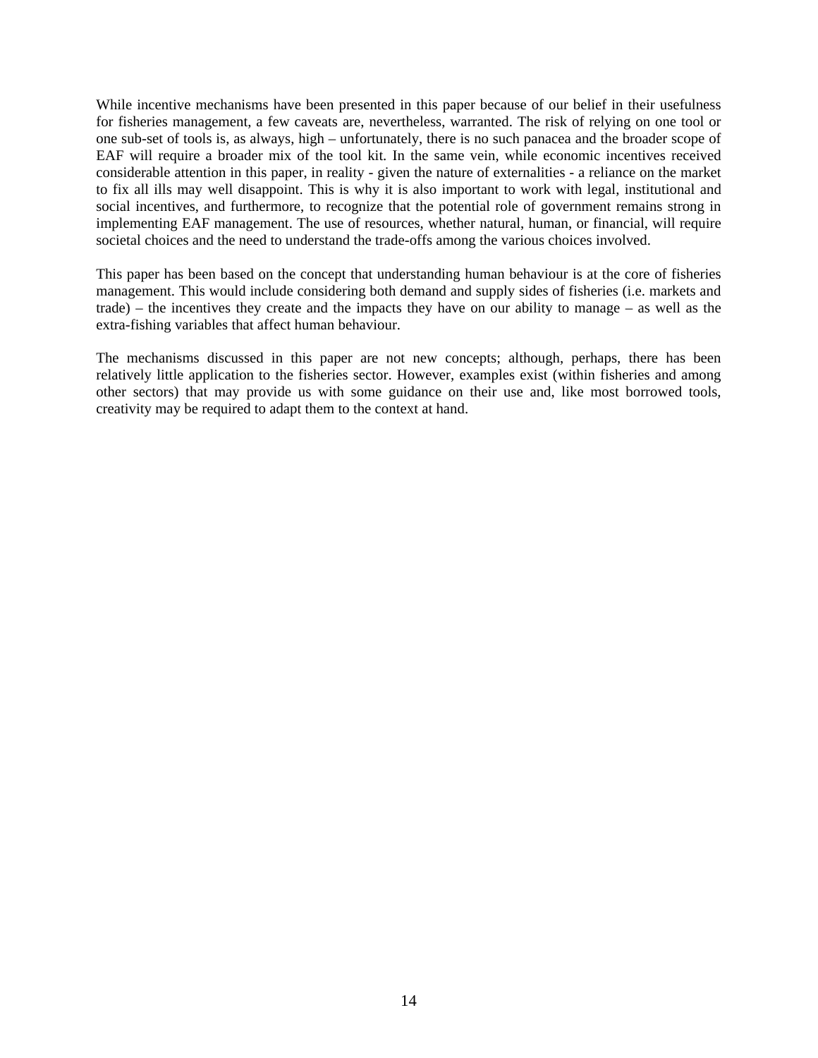While incentive mechanisms have been presented in this paper because of our belief in their usefulness for fisheries management, a few caveats are, nevertheless, warranted. The risk of relying on one tool or one sub-set of tools is, as always, high – unfortunately, there is no such panacea and the broader scope of EAF will require a broader mix of the tool kit. In the same vein, while economic incentives received considerable attention in this paper, in reality - given the nature of externalities - a reliance on the market to fix all ills may well disappoint. This is why it is also important to work with legal, institutional and social incentives, and furthermore, to recognize that the potential role of government remains strong in implementing EAF management. The use of resources, whether natural, human, or financial, will require societal choices and the need to understand the trade-offs among the various choices involved.

This paper has been based on the concept that understanding human behaviour is at the core of fisheries management. This would include considering both demand and supply sides of fisheries (i.e. markets and trade) – the incentives they create and the impacts they have on our ability to manage – as well as the extra-fishing variables that affect human behaviour.

The mechanisms discussed in this paper are not new concepts; although, perhaps, there has been relatively little application to the fisheries sector. However, examples exist (within fisheries and among other sectors) that may provide us with some guidance on their use and, like most borrowed tools, creativity may be required to adapt them to the context at hand.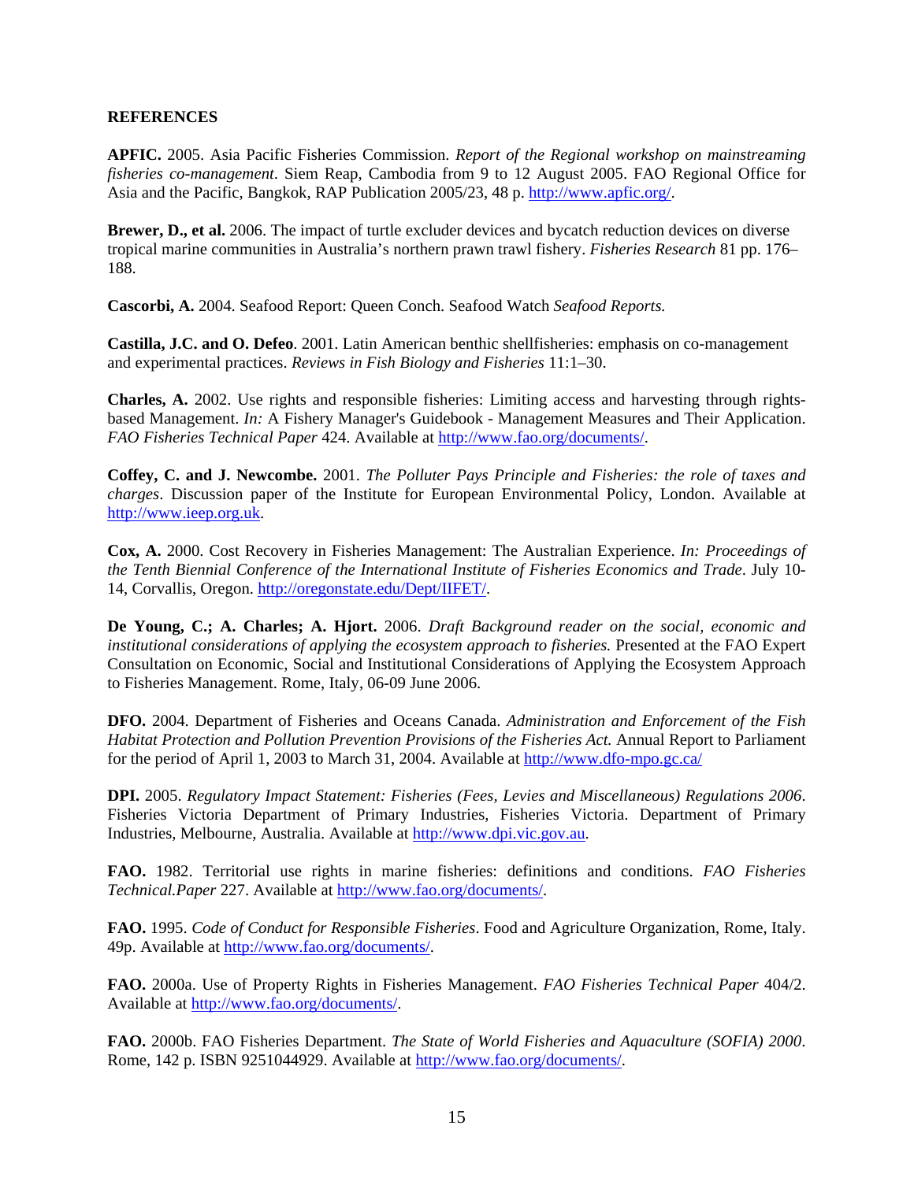**REFERENCES**

**APFIC.** 2005. Asia Pacific Fisheries Commission. *Report of the Regional workshop on mainstreaming fisheries co-management*. Siem Reap, Cambodia from 9 to 12 August 2005. FAO Regional Office for Asia and the Pacific, Bangkok, RAP Publication 2005/23, 48 p. http://www.apfic.org/.

**Brewer, D., et al.** 2006. The impact of turtle excluder devices and bycatch reduction devices on diverse tropical marine communities in Australia's northern prawn trawl fishery. *Fisheries Research* 81 pp. 176–188.

**Cascorbi, A.** 2004. Seafood Report: Queen Conch. Seafood Watch *Seafood Reports.*

**Castilla, J.C. and O. Defeo**. 2001. Latin American benthic shellfisheries: emphasis on co-management and experimental practices. *Reviews in Fish Biology and Fisheries* 11:1–30.

**Charles, A.** 2002. Use rights and responsible fisheries: Limiting access and harvesting through rights-based Management. *In:* A Fishery Manager's Guidebook - Management Measures and Their Application. *FAO Fisheries Technical Paper* 424. Available at http://www.fao.org/documents/.

**Coffey, C. and J. Newcombe.** 2001. *The Polluter Pays Principle and Fisheries: the role of taxes and charges*. Discussion paper of the Institute for European Environmental Policy, London. Available at http://www.ieep.org.uk.

**Cox, A.** 2000. Cost Recovery in Fisheries Management: The Australian Experience. *In: Proceedings of the Tenth Biennial Conference of the International Institute of Fisheries Economics and Trade*. July 10-14, Corvallis, Oregon. http://oregonstate.edu/Dept/IIFET/.

**De Young, C.; A. Charles; A. Hjort.** 2006. *Draft Background reader on the social, economic and institutional considerations of applying the ecosystem approach to fisheries.* Presented at the FAO Expert Consultation on Economic, Social and Institutional Considerations of Applying the Ecosystem Approach to Fisheries Management. Rome, Italy, 06-09 June 2006.

**DFO.** 2004. Department of Fisheries and Oceans Canada. *Administration and Enforcement of the Fish Habitat Protection and Pollution Prevention Provisions of the Fisheries Act.* Annual Report to Parliament for the period of April 1, 2003 to March 31, 2004. Available at http://www.dfo-mpo.gc.ca/

**DPI.** 2005. *Regulatory Impact Statement: Fisheries (Fees, Levies and Miscellaneous) Regulations 2006*. Fisheries Victoria Department of Primary Industries, Fisheries Victoria. Department of Primary Industries, Melbourne, Australia. Available at http://www.dpi.vic.gov.au.

**FAO.** 1982. Territorial use rights in marine fisheries: definitions and conditions. *FAO Fisheries Technical.Paper* 227. Available at http://www.fao.org/documents/.

**FAO.** 1995. *Code of Conduct for Responsible Fisheries*. Food and Agriculture Organization, Rome, Italy. 49p. Available at http://www.fao.org/documents/.

**FAO.** 2000a. Use of Property Rights in Fisheries Management. *FAO Fisheries Technical Paper* 404/2. Available at http://www.fao.org/documents/.

**FAO.** 2000b. FAO Fisheries Department. *The State of World Fisheries and Aquaculture (SOFIA) 2000*. Rome, 142 p. ISBN 9251044929. Available at http://www.fao.org/documents/.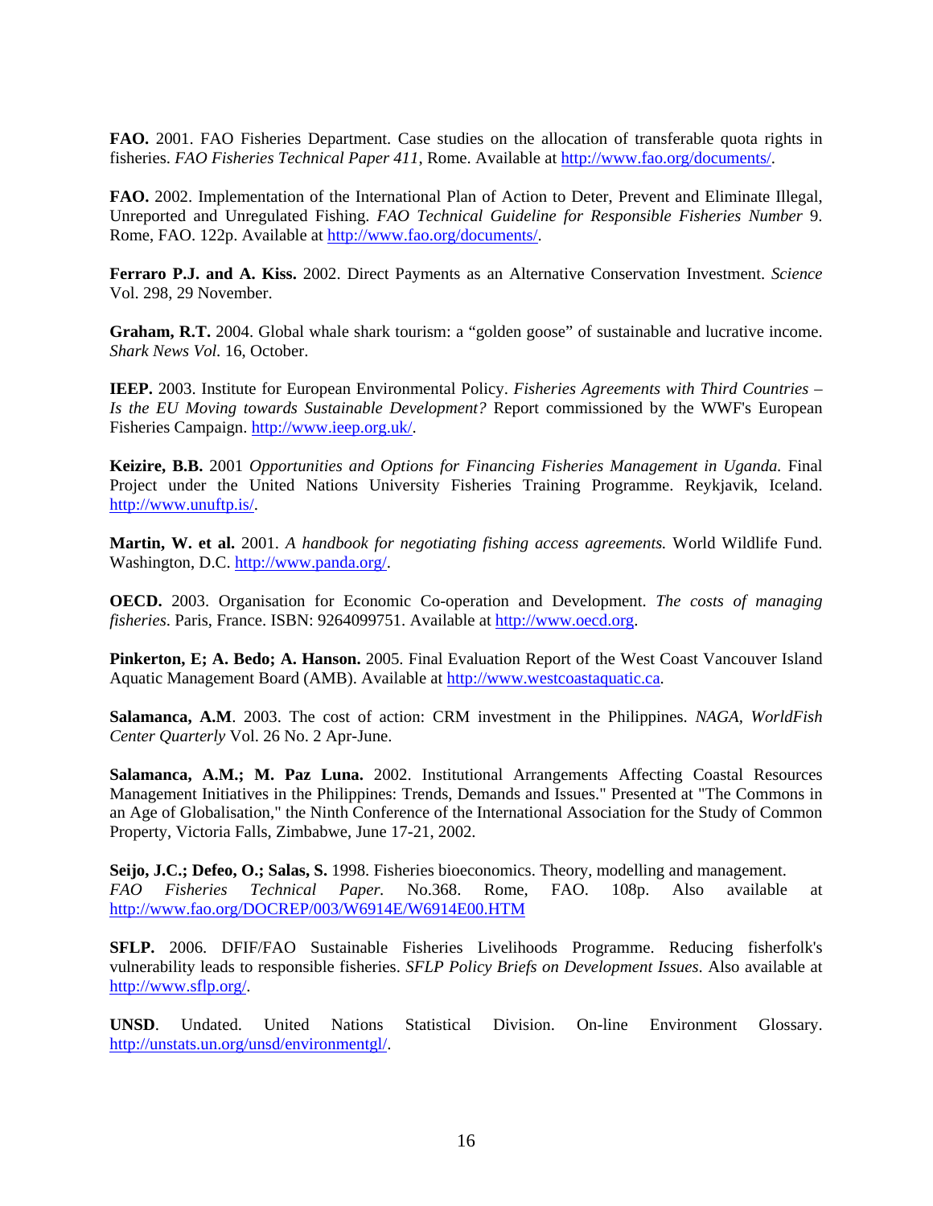**FAO.** 2001. FAO Fisheries Department. Case studies on the allocation of transferable quota rights in fisheries. *FAO Fisheries Technical Paper 411*, Rome. Available at http://www.fao.org/documents/.

**FAO.** 2002. Implementation of the International Plan of Action to Deter, Prevent and Eliminate Illegal, Unreported and Unregulated Fishing. *FAO Technical Guideline for Responsible Fisheries Number* 9. Rome, FAO. 122p. Available at http://www.fao.org/documents/.

**Ferraro P.J. and A. Kiss.** 2002. Direct Payments as an Alternative Conservation Investment. *Science* Vol. 298, 29 November.

**Graham, R.T.** 2004. Global whale shark tourism: a "golden goose" of sustainable and lucrative income. *Shark News Vol.* 16, October.

**IEEP.** 2003. Institute for European Environmental Policy. *Fisheries Agreements with Third Countries – Is the EU Moving towards Sustainable Development?* Report commissioned by the WWF's European Fisheries Campaign. http://www.ieep.org.uk/.

**Keizire, B.B.** 2001 *Opportunities and Options for Financing Fisheries Management in Uganda.* Final Project under the United Nations University Fisheries Training Programme. Reykjavik, Iceland. http://www.unuftp.is/.

**Martin, W. et al.** 2001. *A handbook for negotiating fishing access agreements.* World Wildlife Fund. Washington, D.C. http://www.panda.org/.

**OECD.** 2003. Organisation for Economic Co-operation and Development. *The costs of managing fisheries*. Paris, France. ISBN: 9264099751. Available at http://www.oecd.org.

**Pinkerton, E; A. Bedo; A. Hanson.** 2005. Final Evaluation Report of the West Coast Vancouver Island Aquatic Management Board (AMB). Available at http://www.westcoastaquatic.ca.

**Salamanca, A.M**. 2003. The cost of action: CRM investment in the Philippines. *NAGA, WorldFish Center Quarterly* Vol. 26 No. 2 Apr-June.

**Salamanca, A.M.; M. Paz Luna.** 2002. Institutional Arrangements Affecting Coastal Resources Management Initiatives in the Philippines: Trends, Demands and Issues." Presented at "The Commons in an Age of Globalisation," the Ninth Conference of the International Association for the Study of Common Property, Victoria Falls, Zimbabwe, June 17-21, 2002.

**Seijo, J.C.; Defeo, O.; Salas, S.** 1998. Fisheries bioeconomics. Theory, modelling and management. *FAO Fisheries Technical Paper.* No.368. Rome, FAO. 108p. Also available at http://www.fao.org/DOCREP/003/W6914E/W6914E00.HTM

**SFLP.** 2006. DFIF/FAO Sustainable Fisheries Livelihoods Programme. Reducing fisherfolk's vulnerability leads to responsible fisheries. *SFLP Policy Briefs on Development Issues*. Also available at http://www.sflp.org/.

**UNSD**. Undated. United Nations Statistical Division. On-line Environment Glossary. http://unstats.un.org/unsd/environmentgl/.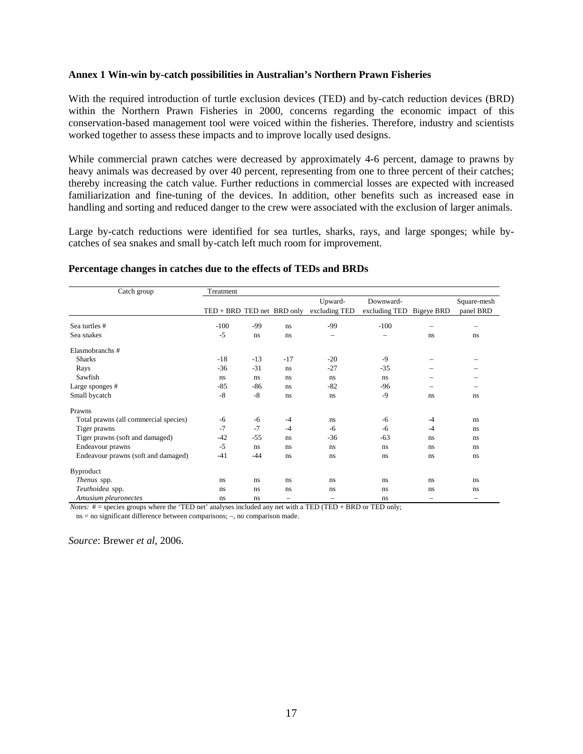**Annex 1 Win-win by-catch possibilities in Australian's Northern Prawn Fisheries**

With the required introduction of turtle exclusion devices (TED) and by-catch reduction devices (BRD) within the Northern Prawn Fisheries in 2000, concerns regarding the economic impact of this conservation-based management tool were voiced within the fisheries. Therefore, industry and scientists worked together to assess these impacts and to improve locally used designs.

While commercial prawn catches were decreased by approximately 4-6 percent, damage to prawns by heavy animals was decreased by over 40 percent, representing from one to three percent of their catches; thereby increasing the catch value. Further reductions in commercial losses are expected with increased familiarization and fine-tuning of the devices. In addition, other benefits such as increased ease in handling and sorting and reduced danger to the crew were associated with the exclusion of larger animals.

Large by-catch reductions were identified for sea turtles, sharks, rays, and large sponges; while by-catches of sea snakes and small by-catch left much room for improvement.

**Percentage changes in catches due to the effects of TEDs and BRDs**

| Catch group | Treatment | | | | | | |
|---|---|---|---|---|---|---|---|
| | TED + BRD | TED net | BRD only | Upward-excluding TED | Downward-excluding TED | Bigeye BRD | Square-mesh panel BRD |
| Sea turtles # | -100 | -99 | ns | -99 | -100 | – | – |
| Sea snakes | -5 | ns | ns | – | – | ns | ns |
| Elasmobranchs # | | | | | | | |
| Sharks | -18 | -13 | -17 | -20 | -9 | – | – |
| Rays | -36 | -31 | ns | -27 | -35 | – | – |
| Sawfish | ns | ns | ns | ns | ns | – | – |
| Large sponges # | -85 | -86 | ns | -82 | -96 | – | – |
| Small bycatch | -8 | -8 | ns | ns | -9 | ns | ns |
| Prawns | | | | | | | |
| Total prawns (all commercial species) | -6 | -6 | -4 | ns | -6 | -4 | ns |
| Tiger prawns | -7 | -7 | -4 | -6 | -6 | -4 | ns |
| Tiger prawns (soft and damaged) | -42 | -55 | ns | -36 | -63 | ns | ns |
| Endeavour prawns | -5 | ns | ns | ns | ns | ns | ns |
| Endeavour prawns (soft and damaged) | -41 | -44 | ns | ns | ns | ns | ns |
| Byproduct | | | | | | | |
| *Thenus* spp. | ns | ns | ns | ns | ns | ns | ns |
| *Teuthoidea* spp. | ns | ns | ns | ns | ns | ns | ns |
| *Amusium pleuronectes* | ns | ns | – | – | ns | – | – |

*Notes:* # = species groups where the 'TED net' analyses included any net with a TED (TED + BRD or TED only; ns = no significant difference between comparisons; –, no comparison made.

*Source*: Brewer *et al*, 2006.